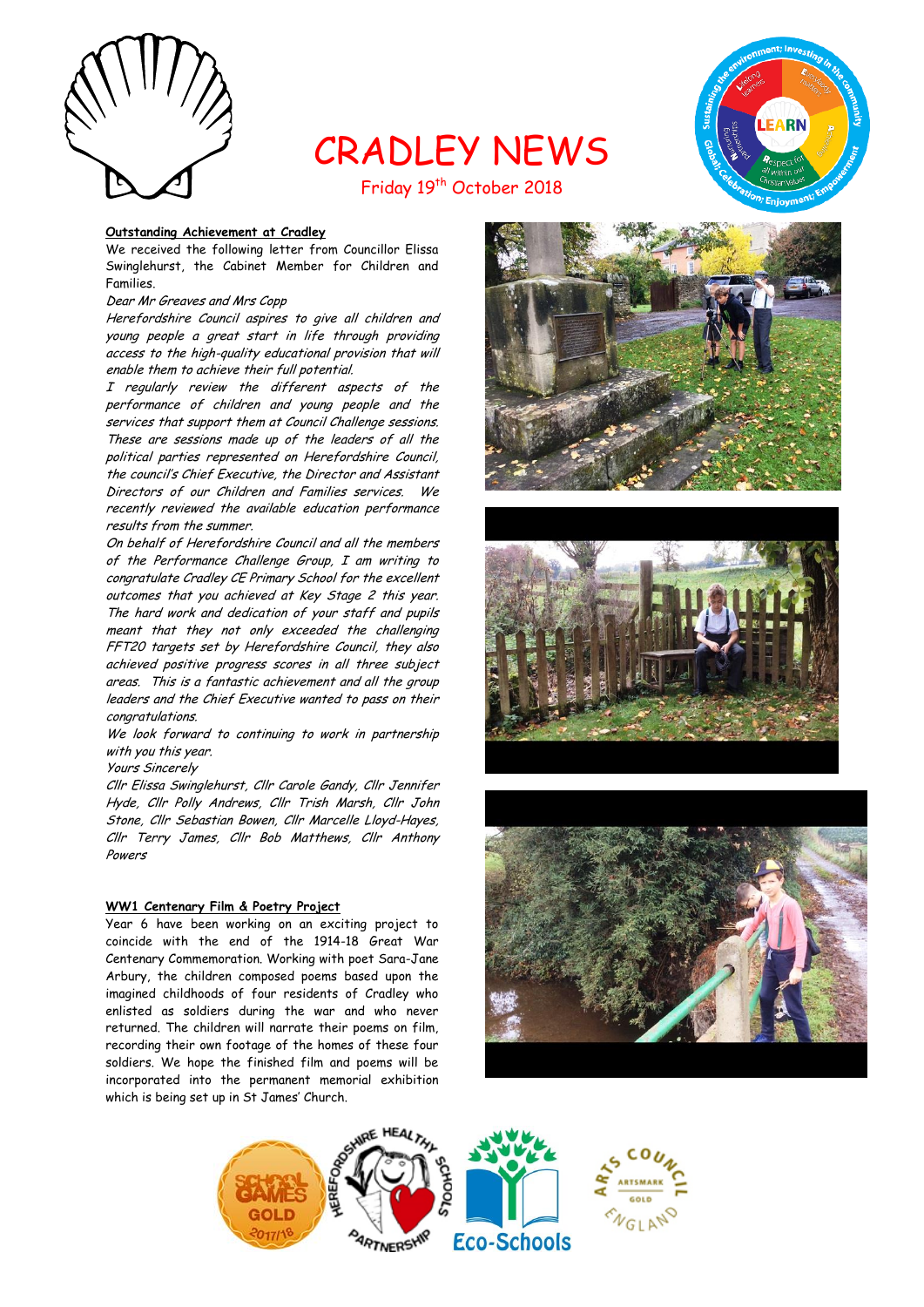# CRADLEY NEWS

Friday 19th October 2018

### Outstanding Achievement at Cradley

We received the following letter from Councillor Elissa Swinglehurst, the Cabinet Member for Children and Families.

*Dear Mr Greaves and Mrs Copp*

*Herefordshire Council aspires to give all children and young people a great start in life through providing access to the high-quality educational provision that will enable them to achieve their full potential.*

*I regularly review the different aspects of the performance of children and young people and the services that support them at Council Challenge sessions. These are sessions made up of the leaders of all the political parties represented on Herefordshire Council, the council's Chief Executive, the Director and Assistant Directors of our Children and Families services. We recently reviewed the available education performance results from the summer.*

*On behalf of Herefordshire Council and all the members of the Performance Challenge Group, I am writing to congratulate Cradley CE Primary School for the excellent outcomes that you achieved at Key Stage 2 this year. The hard work and dedication of your staff and pupils meant that they not only exceeded the challenging FFT20 targets set by Herefordshire Council, they also achieved positive progress scores in all three subject areas. This is a fantastic achievement and all the group leaders and the Chief Executive wanted to pass on their congratulations.*

*We look forward to continuing to work in partnership with you this year.*

*Yours Sincerely*

*Cllr Elissa Swinglehurst, Cllr Carole Gandy, Cllr Jennifer Hyde, Cllr Polly Andrews, Cllr Trish Marsh, Cllr John Stone, Cllr Sebastian Bowen, Cllr Marcelle Lloyd-Hayes, Cllr Terry James, Cllr Bob Matthews, Cllr Anthony Powers*

### WW1 Centenary Film & Poetry Project

Year 6 have been working on an exciting project to coincide with the end of the 1914-18 Great War Centenary Commemoration. Working with poet Sara-Jane Arbury, the children composed poems based upon the imagined childhoods of four residents of Cradley who enlisted as soldiers during the war and who never returned. The children will narrate their poems on film, recording their own footage of the homes of these four soldiers. We hope the finished film and poems will be incorporated into the permanent memorial exhibition which is being set up in St James' Church.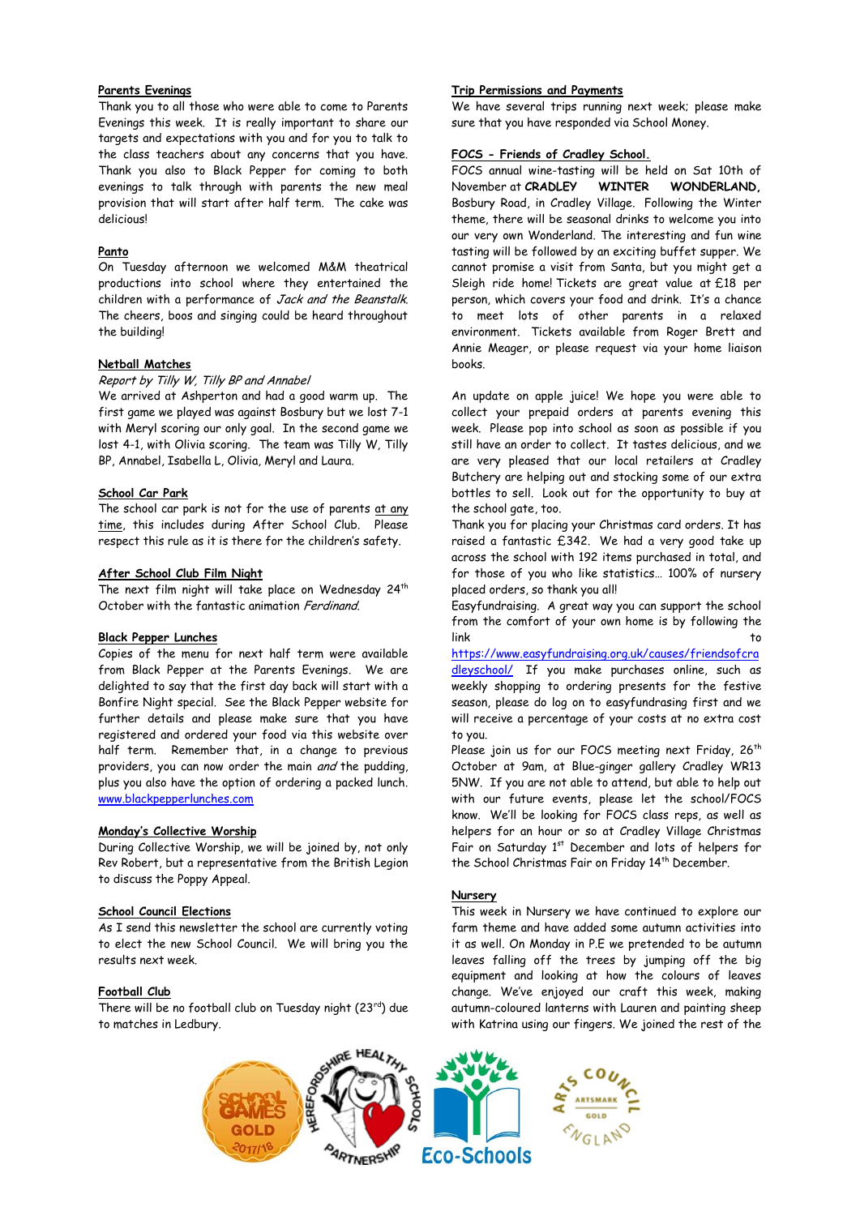**Parents Evenings**

Thank you to all those who were able to come to Parents Evenings this week. It is really important to share our targets and expectations with you and for you to talk to the class teachers about any concerns that you have. Thank you also to Black Pepper for coming to both evenings to talk through with parents the new meal provision that will start after half term. The cake was delicious!

**Panto**

On Tuesday afternoon we welcomed M&M theatrical productions into school where they entertained the children with a performance of *Jack and the Beanstalk*. The cheers, boos and singing could be heard throughout the building!

**Netball Matches**

*Report by Tilly W, Tilly BP and Annabel*

We arrived at Ashperton and had a good warm up. The first game we played was against Bosbury but we lost 7-1 with Meryl scoring our only goal. In the second game we lost 4-1, with Olivia scoring. The team was Tilly W, Tilly BP, Annabel, Isabella L, Olivia, Meryl and Laura.

**School Car Park**

The school car park is not for the use of parents at any time, this includes during After School Club. Please respect this rule as it is there for the children's safety.

**After School Club Film Night**

The next film night will take place on Wednesday 24th October with the fantastic animation *Ferdinand*.

**Black Pepper Lunches**

Copies of the menu for next half term were available from Black Pepper at the Parents Evenings. We are delighted to say that the first day back will start with a Bonfire Night special. See the Black Pepper website for further details and please make sure that you have registered and ordered your food via this website over half term. Remember that, in a change to previous providers, you can now order the main *and* the pudding, plus you also have the option of ordering a packed lunch. www.blackpepperlunches.com

**Monday's Collective Worship**

During Collective Worship, we will be joined by, not only Rev Robert, but a representative from the British Legion to discuss the Poppy Appeal.

**School Council Elections**

As I send this newsletter the school are currently voting to elect the new School Council. We will bring you the results next week.

**Football Club**

There will be no football club on Tuesday night (23rd) due to matches in Ledbury.

**Trip Permissions and Payments**

We have several trips running next week; please make sure that you have responded via School Money.

**FOCS - Friends of Cradley School.**

FOCS annual wine-tasting will be held on Sat 10th of November at **CRADLEY WINTER WONDERLAND,** Bosbury Road, in Cradley Village. Following the Winter theme, there will be seasonal drinks to welcome you into our very own Wonderland. The interesting and fun wine tasting will be followed by an exciting buffet supper. We cannot promise a visit from Santa, but you might get a Sleigh ride home! Tickets are great value at £18 per person, which covers your food and drink. It's a chance to meet lots of other parents in a relaxed environment. Tickets available from Roger Brett and Annie Meager, or please request via your home liaison books.

An update on apple juice! We hope you were able to collect your prepaid orders at parents evening this week. Please pop into school as soon as possible if you still have an order to collect. It tastes delicious, and we are very pleased that our local retailers at Cradley Butchery are helping out and stocking some of our extra bottles to sell. Look out for the opportunity to buy at the school gate, too.

Thank you for placing your Christmas card orders. It has raised a fantastic £342. We had a very good take up across the school with 192 items purchased in total, and for those of you who like statistics… 100% of nursery placed orders, so thank you all!

Easyfundraising. A great way you can support the school from the comfort of your own home is by following the link to https://www.easyfundraising.org.uk/causes/friendsofcradleyschool/ If you make purchases online, such as weekly shopping to ordering presents for the festive season, please do log on to easyfundrasing first and we will receive a percentage of your costs at no extra cost to you.

Please join us for our FOCS meeting next Friday, 26th October at 9am, at Blue-ginger gallery Cradley WR13 5NW. If you are not able to attend, but able to help out with our future events, please let the school/FOCS know. We'll be looking for FOCS class reps, as well as helpers for an hour or so at Cradley Village Christmas Fair on Saturday 1st December and lots of helpers for the School Christmas Fair on Friday 14th December.

**Nursery**

This week in Nursery we have continued to explore our farm theme and have added some autumn activities into it as well. On Monday in P.E we pretended to be autumn leaves falling off the trees by jumping off the big equipment and looking at how the colours of leaves change. We've enjoyed our craft this week, making autumn-coloured lanterns with Lauren and painting sheep with Katrina using our fingers. We joined the rest of the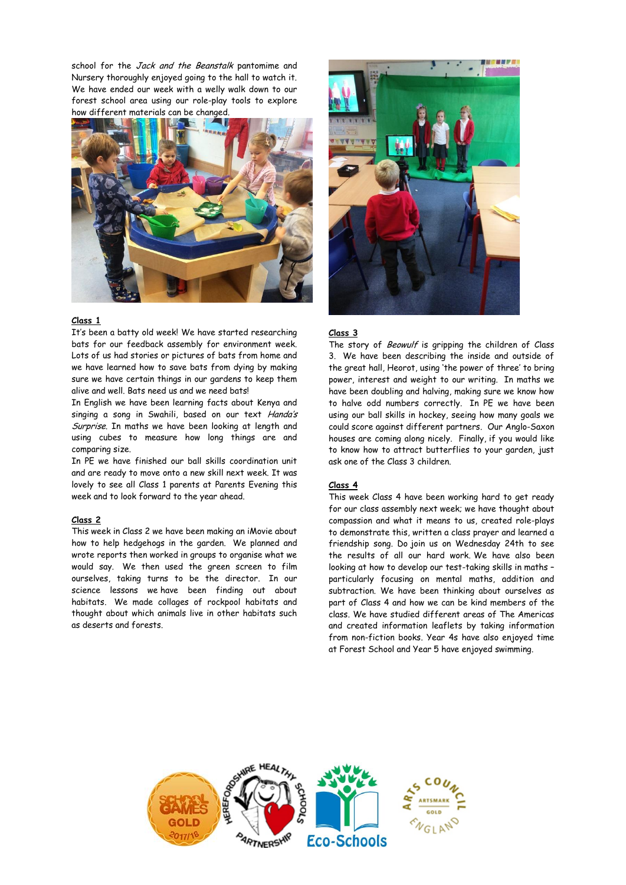school for the *Jack and the Beanstalk* pantomime and Nursery thoroughly enjoyed going to the hall to watch it. We have ended our week with a welly walk down to our forest school area using our role-play tools to explore how different materials can be changed.

**Class 1**

It's been a batty old week! We have started researching bats for our feedback assembly for environment week. Lots of us had stories or pictures of bats from home and we have learned how to save bats from dying by making sure we have certain things in our gardens to keep them alive and well. Bats need us and we need bats!

In English we have been learning facts about Kenya and singing a song in Swahili, based on our text *Handa's Surprise*. In maths we have been looking at length and using cubes to measure how long things are and comparing size.

In PE we have finished our ball skills coordination unit and are ready to move onto a new skill next week. It was lovely to see all Class 1 parents at Parents Evening this week and to look forward to the year ahead.

**Class 2**

This week in Class 2 we have been making an iMovie about how to help hedgehogs in the garden. We planned and wrote reports then worked in groups to organise what we would say. We then used the green screen to film ourselves, taking turns to be the director. In our science lessons we have been finding out about habitats. We made collages of rockpool habitats and thought about which animals live in other habitats such as deserts and forests.

**Class 3**

The story of *Beowulf* is gripping the children of Class 3. We have been describing the inside and outside of the great hall, Heorot, using 'the power of three' to bring power, interest and weight to our writing. In maths we have been doubling and halving, making sure we know how to halve odd numbers correctly. In PE we have been using our ball skills in hockey, seeing how many goals we could score against different partners. Our Anglo-Saxon houses are coming along nicely. Finally, if you would like to know how to attract butterflies to your garden, just ask one of the Class 3 children.

**Class 4**

This week Class 4 have been working hard to get ready for our class assembly next week; we have thought about compassion and what it means to us, created role-plays to demonstrate this, written a class prayer and learned a friendship song. Do join us on Wednesday 24th to see the results of all our hard work. We have also been looking at how to develop our test-taking skills in maths – particularly focusing on mental maths, addition and subtraction. We have been thinking about ourselves as part of Class 4 and how we can be kind members of the class. We have studied different areas of The Americas and created information leaflets by taking information from non-fiction books. Year 4s have also enjoyed time at Forest School and Year 5 have enjoyed swimming.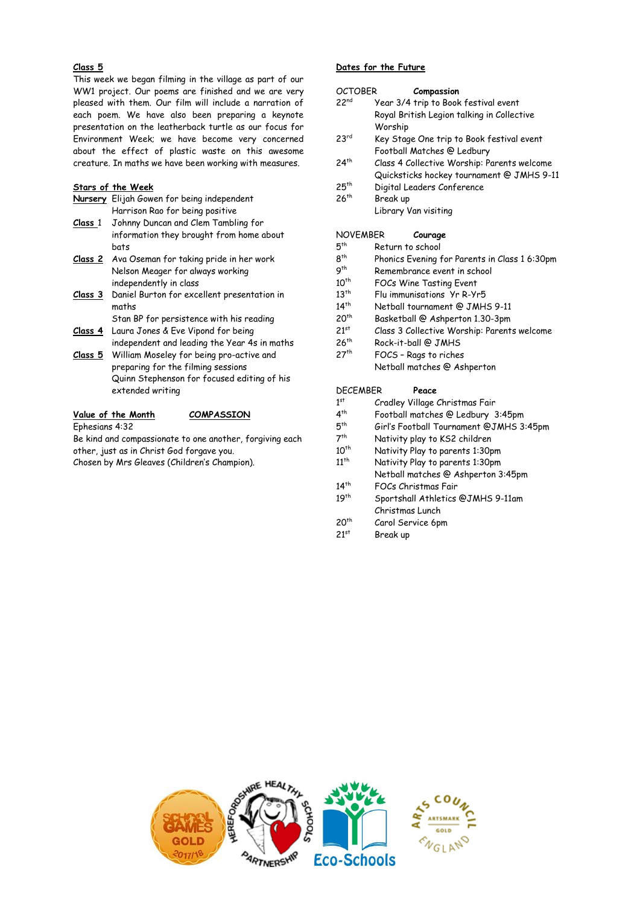**Class 5**

This week we began filming in the village as part of our WW1 project. Our poems are finished and we are very pleased with them. Our film will include a narration of each poem. We have also been preparing a keynote presentation on the leatherback turtle as our focus for Environment Week; we have become very concerned about the effect of plastic waste on this awesome creature. In maths we have been working with measures.

**Stars of the Week**

| | |
|---|---|
| **Nursery** | Elijah Gowen for being independent<br>Harrison Rao for being positive |
| **Class 1** | Johnny Duncan and Clem Tambling for information they brought from home about bats |
| **Class 2** | Ava Oseman for taking pride in her work<br>Nelson Meager for always working independently in class |
| **Class 3** | Daniel Burton for excellent presentation in maths<br>Stan BP for persistence with his reading |
| **Class 4** | Laura Jones & Eve Vipond for being independent and leading the Year 4s in maths |
| **Class 5** | William Moseley for being pro-active and preparing for the filming sessions<br>Quinn Stephenson for focused editing of his extended writing |

**Value of the Month** **COMPASSION**

Ephesians 4:32

Be kind and compassionate to one another, forgiving each other, just as in Christ God forgave you.

Chosen by Mrs Gleaves (Children's Champion).

**Dates for the Future**

**OCTOBER — Compassion**

| | |
|---|---|
| 22nd | Year 3/4 trip to Book festival event<br>Royal British Legion talking in Collective Worship |
| 23rd | Key Stage One trip to Book festival event<br>Football Matches @ Ledbury |
| 24th | Class 4 Collective Worship: Parents welcome<br>Quicksticks hockey tournament @ JMHS 9-11 |
| 25th | Digital Leaders Conference |
| 26th | Break up<br>Library Van visiting |

**NOVEMBER — Courage**

| | |
|---|---|
| 5th | Return to school |
| 8th | Phonics Evening for Parents in Class 1 6:30pm |
| 9th | Remembrance event in school |
| 10th | FOCs Wine Tasting Event |
| 13th | Flu immunisations Yr R-Yr5 |
| 14th | Netball tournament @ JMHS 9-11 |
| 20th | Basketball @ Ashperton 1.30-3pm |
| 21st | Class 3 Collective Worship: Parents welcome |
| 26th | Rock-it-ball @ JMHS |
| 27th | FOCS – Rags to riches<br>Netball matches @ Ashperton |

**DECEMBER — Peace**

| | |
|---|---|
| 1st | Cradley Village Christmas Fair |
| 4th | Football matches @ Ledbury 3:45pm |
| 5th | Girl's Football Tournament @JMHS 3:45pm |
| 7th | Nativity play to KS2 children |
| 10th | Nativity Play to parents 1:30pm |
| 11th | Nativity Play to parents 1:30pm<br>Netball matches @ Ashperton 3:45pm |
| 14th | FOCs Christmas Fair |
| 19th | Sportshall Athletics @JMHS 9-11am<br>Christmas Lunch |
| 20th | Carol Service 6pm |
| 21st | Break up |